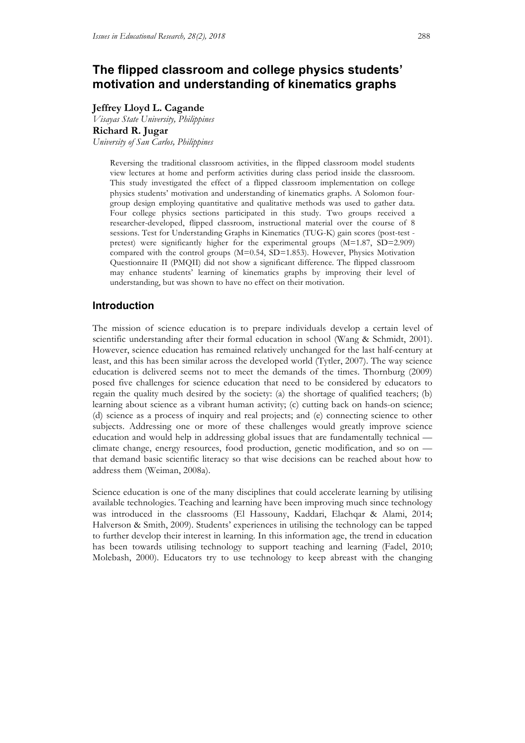# The flipped classroom and college physics students' motivation and understanding of kinematics graphs

**Jeffrey Lloyd L. Cagande**
*Visayas State University, Philippines*
**Richard R. Jugar**
*University of San Carlos, Philippines*

> Reversing the traditional classroom activities, in the flipped classroom model students view lectures at home and perform activities during class period inside the classroom. This study investigated the effect of a flipped classroom implementation on college physics students' motivation and understanding of kinematics graphs. A Solomon four-group design employing quantitative and qualitative methods was used to gather data. Four college physics sections participated in this study. Two groups received a researcher-developed, flipped classroom, instructional material over the course of 8 sessions. Test for Understanding Graphs in Kinematics (TUG-K) gain scores (post-test - pretest) were significantly higher for the experimental groups (M=1.87, SD=2.909) compared with the control groups (M=0.54, SD=1.853). However, Physics Motivation Questionnaire II (PMQII) did not show a significant difference. The flipped classroom may enhance students' learning of kinematics graphs by improving their level of understanding, but was shown to have no effect on their motivation.

## Introduction

The mission of science education is to prepare individuals develop a certain level of scientific understanding after their formal education in school (Wang & Schmidt, 2001). However, science education has remained relatively unchanged for the last half-century at least, and this has been similar across the developed world (Tytler, 2007). The way science education is delivered seems not to meet the demands of the times. Thornburg (2009) posed five challenges for science education that need to be considered by educators to regain the quality much desired by the society: (a) the shortage of qualified teachers; (b) learning about science as a vibrant human activity; (c) cutting back on hands-on science; (d) science as a process of inquiry and real projects; and (e) connecting science to other subjects. Addressing one or more of these challenges would greatly improve science education and would help in addressing global issues that are fundamentally technical — climate change, energy resources, food production, genetic modification, and so on — that demand basic scientific literacy so that wise decisions can be reached about how to address them (Weiman, 2008a).

Science education is one of the many disciplines that could accelerate learning by utilising available technologies. Teaching and learning have been improving much since technology was introduced in the classrooms (El Hassouny, Kaddari, Elachqar & Alami, 2014; Halverson & Smith, 2009). Students' experiences in utilising the technology can be tapped to further develop their interest in learning. In this information age, the trend in education has been towards utilising technology to support teaching and learning (Fadel, 2010; Molebash, 2000). Educators try to use technology to keep abreast with the changing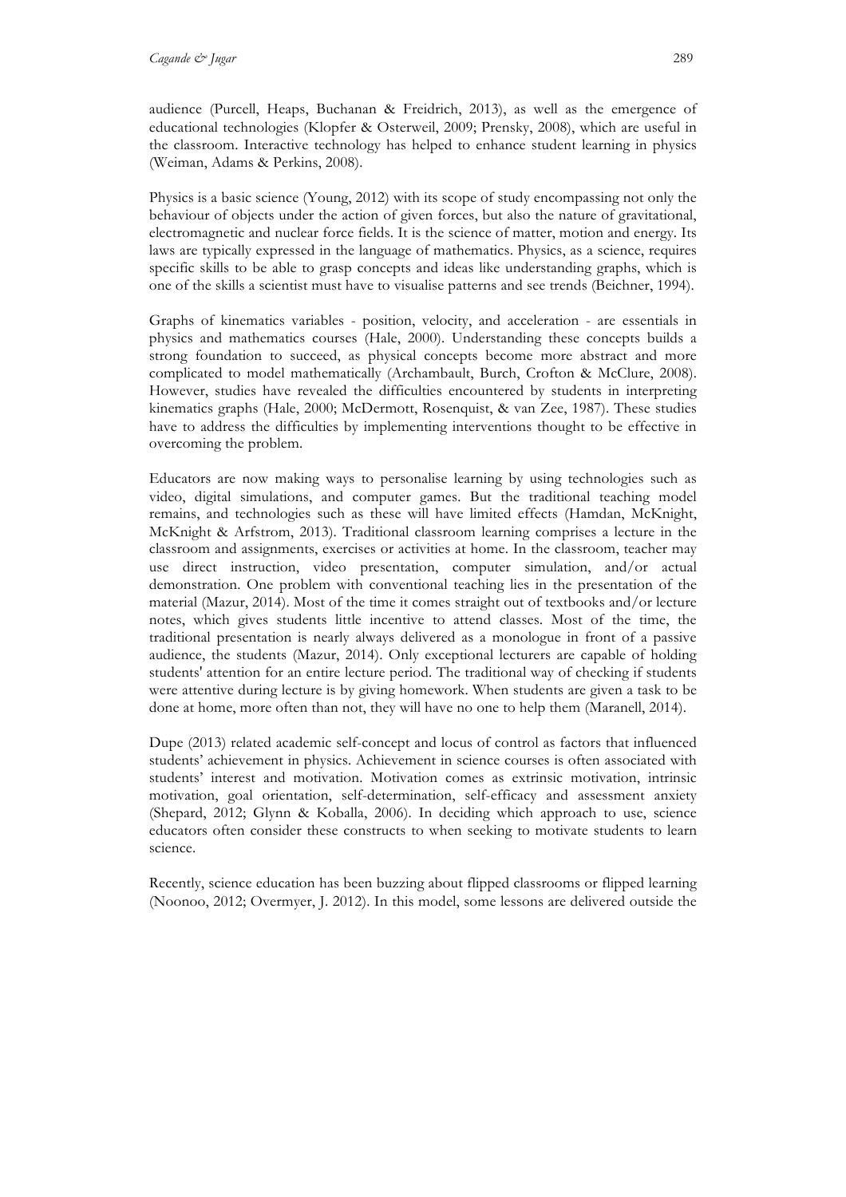audience (Purcell, Heaps, Buchanan & Freidrich, 2013), as well as the emergence of educational technologies (Klopfer & Osterweil, 2009; Prensky, 2008), which are useful in the classroom. Interactive technology has helped to enhance student learning in physics (Weiman, Adams & Perkins, 2008).

Physics is a basic science (Young, 2012) with its scope of study encompassing not only the behaviour of objects under the action of given forces, but also the nature of gravitational, electromagnetic and nuclear force fields. It is the science of matter, motion and energy. Its laws are typically expressed in the language of mathematics. Physics, as a science, requires specific skills to be able to grasp concepts and ideas like understanding graphs, which is one of the skills a scientist must have to visualise patterns and see trends (Beichner, 1994).

Graphs of kinematics variables - position, velocity, and acceleration - are essentials in physics and mathematics courses (Hale, 2000). Understanding these concepts builds a strong foundation to succeed, as physical concepts become more abstract and more complicated to model mathematically (Archambault, Burch, Crofton & McClure, 2008). However, studies have revealed the difficulties encountered by students in interpreting kinematics graphs (Hale, 2000; McDermott, Rosenquist, & van Zee, 1987). These studies have to address the difficulties by implementing interventions thought to be effective in overcoming the problem.

Educators are now making ways to personalise learning by using technologies such as video, digital simulations, and computer games. But the traditional teaching model remains, and technologies such as these will have limited effects (Hamdan, McKnight, McKnight & Arfstrom, 2013). Traditional classroom learning comprises a lecture in the classroom and assignments, exercises or activities at home. In the classroom, teacher may use direct instruction, video presentation, computer simulation, and/or actual demonstration. One problem with conventional teaching lies in the presentation of the material (Mazur, 2014). Most of the time it comes straight out of textbooks and/or lecture notes, which gives students little incentive to attend classes. Most of the time, the traditional presentation is nearly always delivered as a monologue in front of a passive audience, the students (Mazur, 2014). Only exceptional lecturers are capable of holding students' attention for an entire lecture period. The traditional way of checking if students were attentive during lecture is by giving homework. When students are given a task to be done at home, more often than not, they will have no one to help them (Maranell, 2014).

Dupe (2013) related academic self-concept and locus of control as factors that influenced students' achievement in physics. Achievement in science courses is often associated with students' interest and motivation. Motivation comes as extrinsic motivation, intrinsic motivation, goal orientation, self-determination, self-efficacy and assessment anxiety (Shepard, 2012; Glynn & Koballa, 2006). In deciding which approach to use, science educators often consider these constructs to when seeking to motivate students to learn science.

Recently, science education has been buzzing about flipped classrooms or flipped learning (Noonoo, 2012; Overmyer, J. 2012). In this model, some lessons are delivered outside the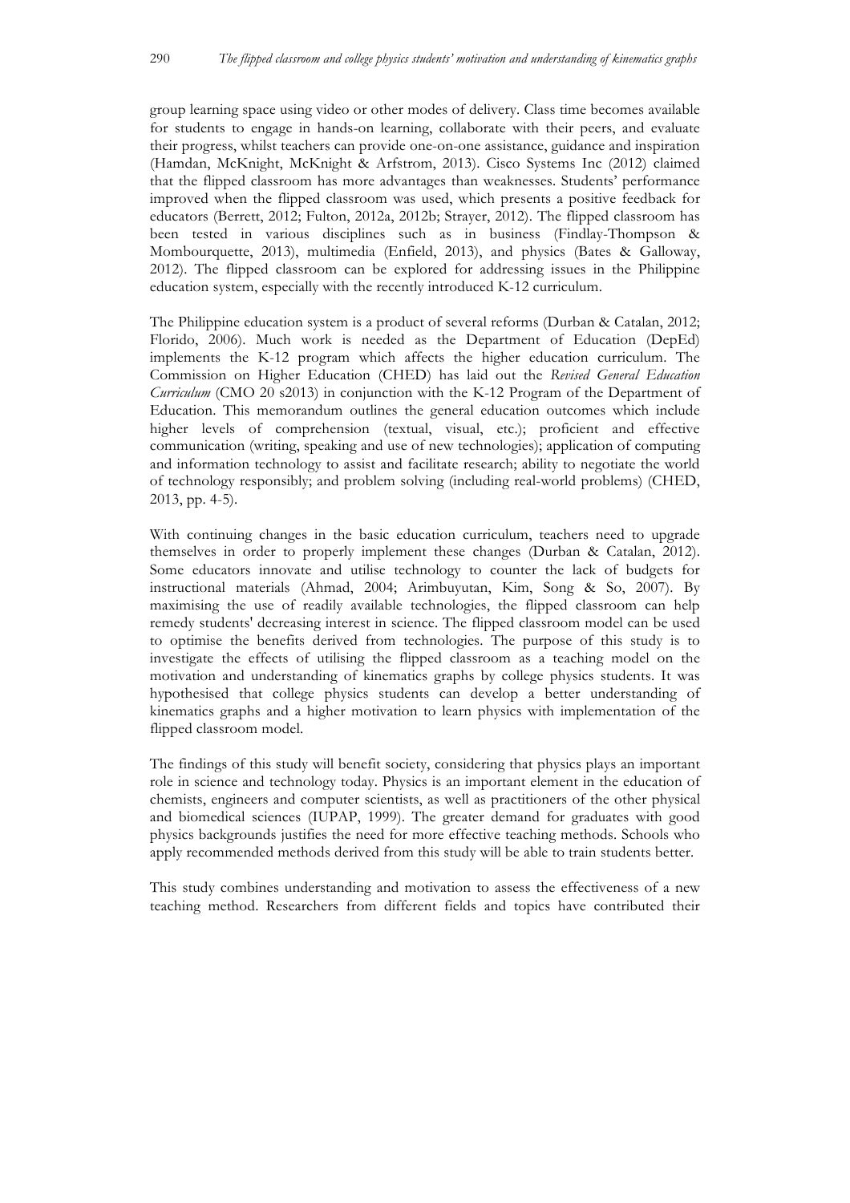group learning space using video or other modes of delivery. Class time becomes available for students to engage in hands-on learning, collaborate with their peers, and evaluate their progress, whilst teachers can provide one-on-one assistance, guidance and inspiration (Hamdan, McKnight, McKnight & Arfstrom, 2013). Cisco Systems Inc (2012) claimed that the flipped classroom has more advantages than weaknesses. Students' performance improved when the flipped classroom was used, which presents a positive feedback for educators (Berrett, 2012; Fulton, 2012a, 2012b; Strayer, 2012). The flipped classroom has been tested in various disciplines such as in business (Findlay-Thompson & Mombourquette, 2013), multimedia (Enfield, 2013), and physics (Bates & Galloway, 2012). The flipped classroom can be explored for addressing issues in the Philippine education system, especially with the recently introduced K-12 curriculum.

The Philippine education system is a product of several reforms (Durban & Catalan, 2012; Florido, 2006). Much work is needed as the Department of Education (DepEd) implements the K-12 program which affects the higher education curriculum. The Commission on Higher Education (CHED) has laid out the *Revised General Education Curriculum* (CMO 20 s2013) in conjunction with the K-12 Program of the Department of Education. This memorandum outlines the general education outcomes which include higher levels of comprehension (textual, visual, etc.); proficient and effective communication (writing, speaking and use of new technologies); application of computing and information technology to assist and facilitate research; ability to negotiate the world of technology responsibly; and problem solving (including real-world problems) (CHED, 2013, pp. 4-5).

With continuing changes in the basic education curriculum, teachers need to upgrade themselves in order to properly implement these changes (Durban & Catalan, 2012). Some educators innovate and utilise technology to counter the lack of budgets for instructional materials (Ahmad, 2004; Arimbuyutan, Kim, Song & So, 2007). By maximising the use of readily available technologies, the flipped classroom can help remedy students' decreasing interest in science. The flipped classroom model can be used to optimise the benefits derived from technologies. The purpose of this study is to investigate the effects of utilising the flipped classroom as a teaching model on the motivation and understanding of kinematics graphs by college physics students. It was hypothesised that college physics students can develop a better understanding of kinematics graphs and a higher motivation to learn physics with implementation of the flipped classroom model.

The findings of this study will benefit society, considering that physics plays an important role in science and technology today. Physics is an important element in the education of chemists, engineers and computer scientists, as well as practitioners of the other physical and biomedical sciences (IUPAP, 1999). The greater demand for graduates with good physics backgrounds justifies the need for more effective teaching methods. Schools who apply recommended methods derived from this study will be able to train students better.

This study combines understanding and motivation to assess the effectiveness of a new teaching method. Researchers from different fields and topics have contributed their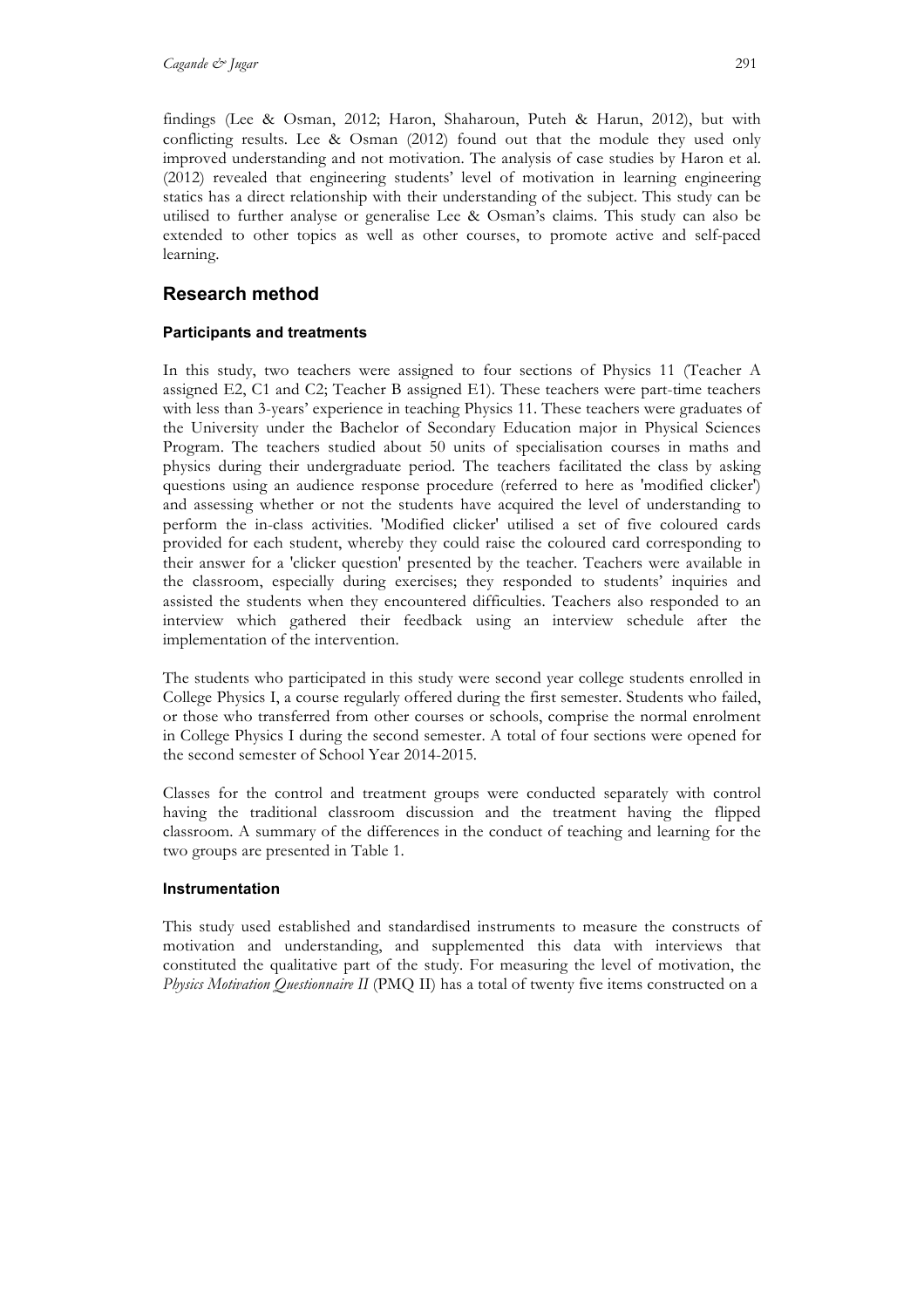findings (Lee & Osman, 2012; Haron, Shaharoun, Puteh & Harun, 2012), but with conflicting results. Lee & Osman (2012) found out that the module they used only improved understanding and not motivation. The analysis of case studies by Haron et al. (2012) revealed that engineering students' level of motivation in learning engineering statics has a direct relationship with their understanding of the subject. This study can be utilised to further analyse or generalise Lee & Osman's claims. This study can also be extended to other topics as well as other courses, to promote active and self-paced learning.

## Research method

### Participants and treatments

In this study, two teachers were assigned to four sections of Physics 11 (Teacher A assigned E2, C1 and C2; Teacher B assigned E1). These teachers were part-time teachers with less than 3-years' experience in teaching Physics 11. These teachers were graduates of the University under the Bachelor of Secondary Education major in Physical Sciences Program. The teachers studied about 50 units of specialisation courses in maths and physics during their undergraduate period. The teachers facilitated the class by asking questions using an audience response procedure (referred to here as 'modified clicker') and assessing whether or not the students have acquired the level of understanding to perform the in-class activities. 'Modified clicker' utilised a set of five coloured cards provided for each student, whereby they could raise the coloured card corresponding to their answer for a 'clicker question' presented by the teacher. Teachers were available in the classroom, especially during exercises; they responded to students' inquiries and assisted the students when they encountered difficulties. Teachers also responded to an interview which gathered their feedback using an interview schedule after the implementation of the intervention.

The students who participated in this study were second year college students enrolled in College Physics I, a course regularly offered during the first semester. Students who failed, or those who transferred from other courses or schools, comprise the normal enrolment in College Physics I during the second semester. A total of four sections were opened for the second semester of School Year 2014-2015.

Classes for the control and treatment groups were conducted separately with control having the traditional classroom discussion and the treatment having the flipped classroom. A summary of the differences in the conduct of teaching and learning for the two groups are presented in Table 1.

### Instrumentation

This study used established and standardised instruments to measure the constructs of motivation and understanding, and supplemented this data with interviews that constituted the qualitative part of the study. For measuring the level of motivation, the *Physics Motivation Questionnaire II* (PMQ II) has a total of twenty five items constructed on a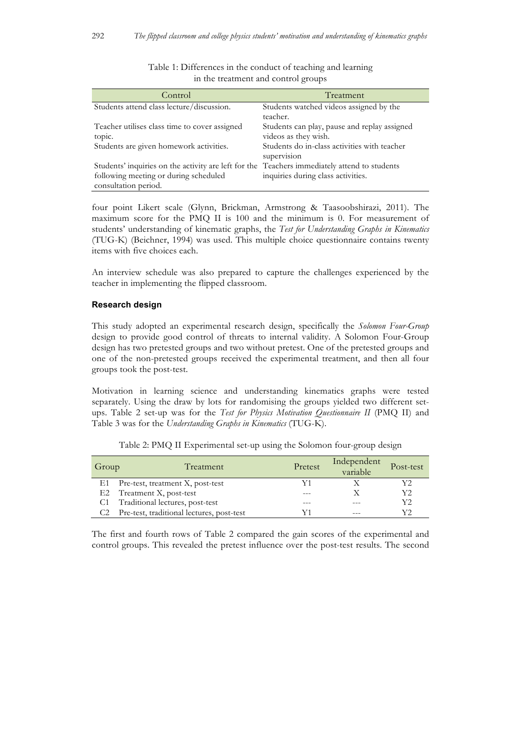Table 1: Differences in the conduct of teaching and learning in the treatment and control groups

| Control | Treatment |
| --- | --- |
| Students attend class lecture/discussion. | Students watched videos assigned by the teacher. |
| Teacher utilises class time to cover assigned topic. | Students can play, pause and replay assigned videos as they wish. |
| Students are given homework activities. | Students do in-class activities with teacher supervision |
| Students' inquiries on the activity are left for the following meeting or during scheduled consultation period. | Teachers immediately attend to students inquiries during class activities. |

four point Likert scale (Glynn, Brickman, Armstrong & Taasoobshirazi, 2011). The maximum score for the PMQ II is 100 and the minimum is 0. For measurement of students' understanding of kinematic graphs, the *Test for Understanding Graphs in Kinematics* (TUG-K) (Beichner, 1994) was used. This multiple choice questionnaire contains twenty items with five choices each.

An interview schedule was also prepared to capture the challenges experienced by the teacher in implementing the flipped classroom.

### Research design

This study adopted an experimental research design, specifically the *Solomon Four-Group* design to provide good control of threats to internal validity. A Solomon Four-Group design has two pretested groups and two without pretest. One of the pretested groups and one of the non-pretested groups received the experimental treatment, and then all four groups took the post-test.

Motivation in learning science and understanding kinematics graphs were tested separately. Using the draw by lots for randomising the groups yielded two different set-ups. Table 2 set-up was for the *Test for Physics Motivation Questionnaire II* (PMQ II) and Table 3 was for the *Understanding Graphs in Kinematics* (TUG-K).

Table 2: PMQ II Experimental set-up using the Solomon four-group design

| Group | Treatment | Pretest | Independent variable | Post-test |
| --- | --- | --- | --- | --- |
| E1 | Pre-test, treatment X, post-test | Y1 | X | Y2 |
| E2 | Treatment X, post-test | --- | X | Y2 |
| C1 | Traditional lectures, post-test | --- | --- | Y2 |
| C2 | Pre-test, traditional lectures, post-test | Y1 | --- | Y2 |

The first and fourth rows of Table 2 compared the gain scores of the experimental and control groups. This revealed the pretest influence over the post-test results. The second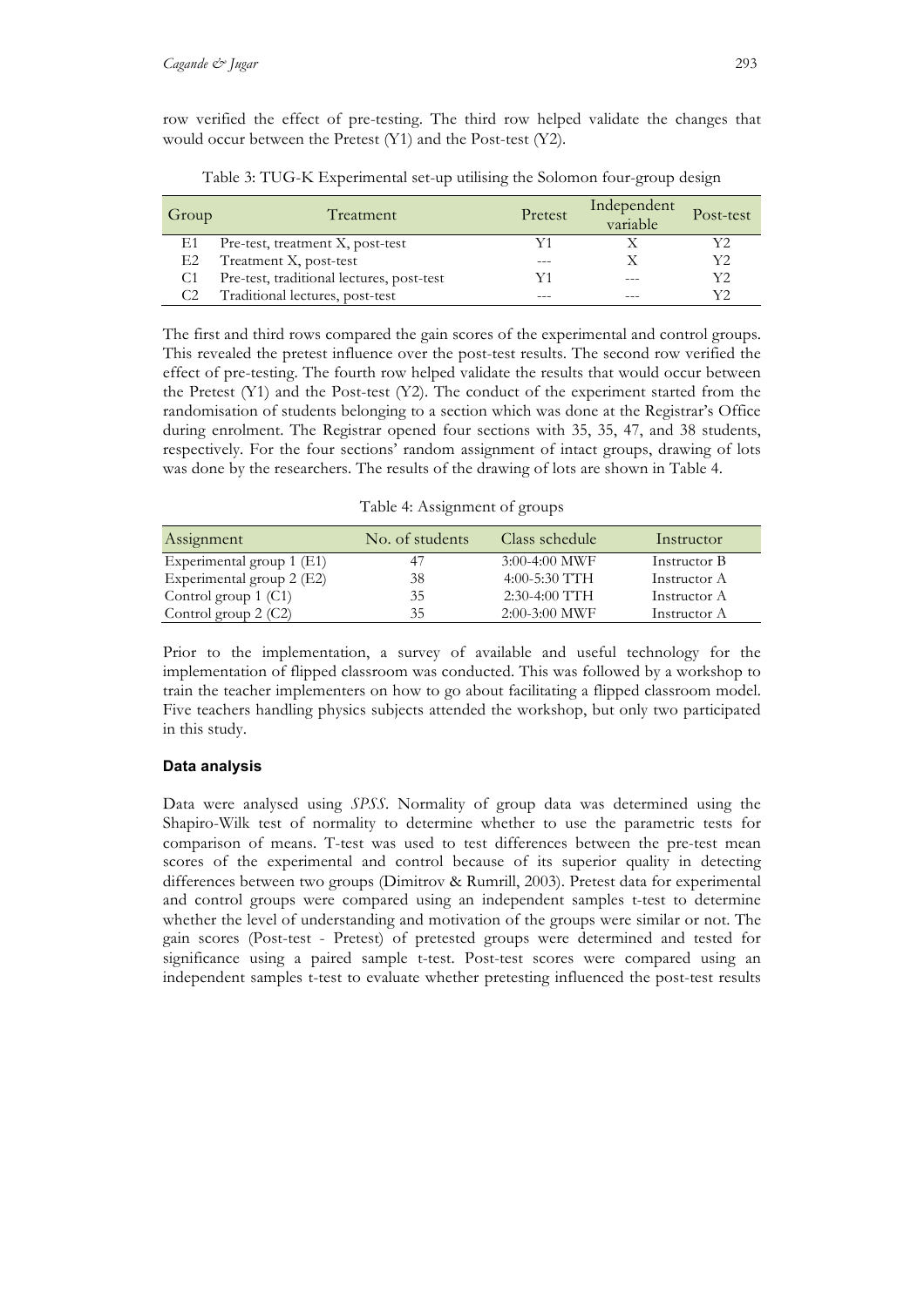row verified the effect of pre-testing. The third row helped validate the changes that would occur between the Pretest (Y1) and the Post-test (Y2).

Table 3: TUG-K Experimental set-up utilising the Solomon four-group design

| Group | Treatment | Pretest | Independent variable | Post-test |
|---|---|---|---|---|
| E1 | Pre-test, treatment X, post-test | Y1 | X | Y2 |
| E2 | Treatment X, post-test | --- | X | Y2 |
| C1 | Pre-test, traditional lectures, post-test | Y1 | --- | Y2 |
| C2 | Traditional lectures, post-test | --- | --- | Y2 |

The first and third rows compared the gain scores of the experimental and control groups. This revealed the pretest influence over the post-test results. The second row verified the effect of pre-testing. The fourth row helped validate the results that would occur between the Pretest (Y1) and the Post-test (Y2). The conduct of the experiment started from the randomisation of students belonging to a section which was done at the Registrar's Office during enrolment. The Registrar opened four sections with 35, 35, 47, and 38 students, respectively. For the four sections' random assignment of intact groups, drawing of lots was done by the researchers. The results of the drawing of lots are shown in Table 4.

Table 4: Assignment of groups

| Assignment | No. of students | Class schedule | Instructor |
|---|---|---|---|
| Experimental group 1 (E1) | 47 | 3:00-4:00 MWF | Instructor B |
| Experimental group 2 (E2) | 38 | 4:00-5:30 TTH | Instructor A |
| Control group 1 (C1) | 35 | 2:30-4:00 TTH | Instructor A |
| Control group 2 (C2) | 35 | 2:00-3:00 MWF | Instructor A |

Prior to the implementation, a survey of available and useful technology for the implementation of flipped classroom was conducted. This was followed by a workshop to train the teacher implementers on how to go about facilitating a flipped classroom model. Five teachers handling physics subjects attended the workshop, but only two participated in this study.

## Data analysis

Data were analysed using *SPSS*. Normality of group data was determined using the Shapiro-Wilk test of normality to determine whether to use the parametric tests for comparison of means. T-test was used to test differences between the pre-test mean scores of the experimental and control because of its superior quality in detecting differences between two groups (Dimitrov & Rumrill, 2003). Pretest data for experimental and control groups were compared using an independent samples t-test to determine whether the level of understanding and motivation of the groups were similar or not. The gain scores (Post-test - Pretest) of pretested groups were determined and tested for significance using a paired sample t-test. Post-test scores were compared using an independent samples t-test to evaluate whether pretesting influenced the post-test results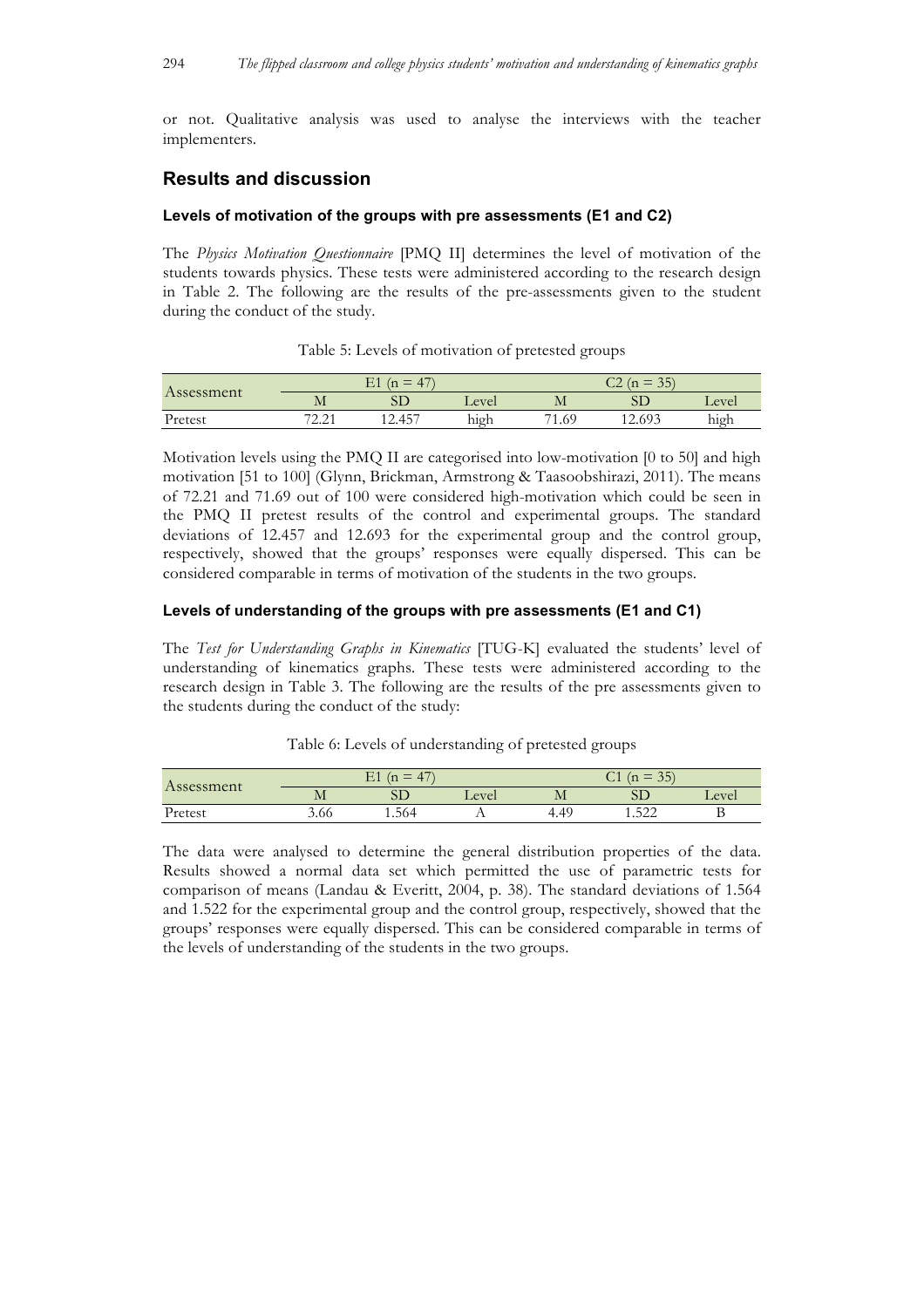or not. Qualitative analysis was used to analyse the interviews with the teacher implementers.

## Results and discussion

### Levels of motivation of the groups with pre assessments (E1 and C2)

The *Physics Motivation Questionnaire* [PMQ II] determines the level of motivation of the students towards physics. These tests were administered according to the research design in Table 2. The following are the results of the pre-assessments given to the student during the conduct of the study.

Table 5: Levels of motivation of pretested groups

| Assessment | E1 (n = 47) | | | C2 (n = 35) | | |
|---|---|---|---|---|---|---|
| | M | SD | Level | M | SD | Level |
| Pretest | 72.21 | 12.457 | high | 71.69 | 12.693 | high |

Motivation levels using the PMQ II are categorised into low-motivation [0 to 50] and high motivation [51 to 100] (Glynn, Brickman, Armstrong & Taasoobshirazi, 2011). The means of 72.21 and 71.69 out of 100 were considered high-motivation which could be seen in the PMQ II pretest results of the control and experimental groups. The standard deviations of 12.457 and 12.693 for the experimental group and the control group, respectively, showed that the groups' responses were equally dispersed. This can be considered comparable in terms of motivation of the students in the two groups.

### Levels of understanding of the groups with pre assessments (E1 and C1)

The *Test for Understanding Graphs in Kinematics* [TUG-K] evaluated the students' level of understanding of kinematics graphs. These tests were administered according to the research design in Table 3. The following are the results of the pre assessments given to the students during the conduct of the study:

Table 6: Levels of understanding of pretested groups

| Assessment | E1 (n = 47) | | | C1 (n = 35) | | |
|---|---|---|---|---|---|---|
| | M | SD | Level | M | SD | Level |
| Pretest | 3.66 | 1.564 | A | 4.49 | 1.522 | B |

The data were analysed to determine the general distribution properties of the data. Results showed a normal data set which permitted the use of parametric tests for comparison of means (Landau & Everitt, 2004, p. 38). The standard deviations of 1.564 and 1.522 for the experimental group and the control group, respectively, showed that the groups' responses were equally dispersed. This can be considered comparable in terms of the levels of understanding of the students in the two groups.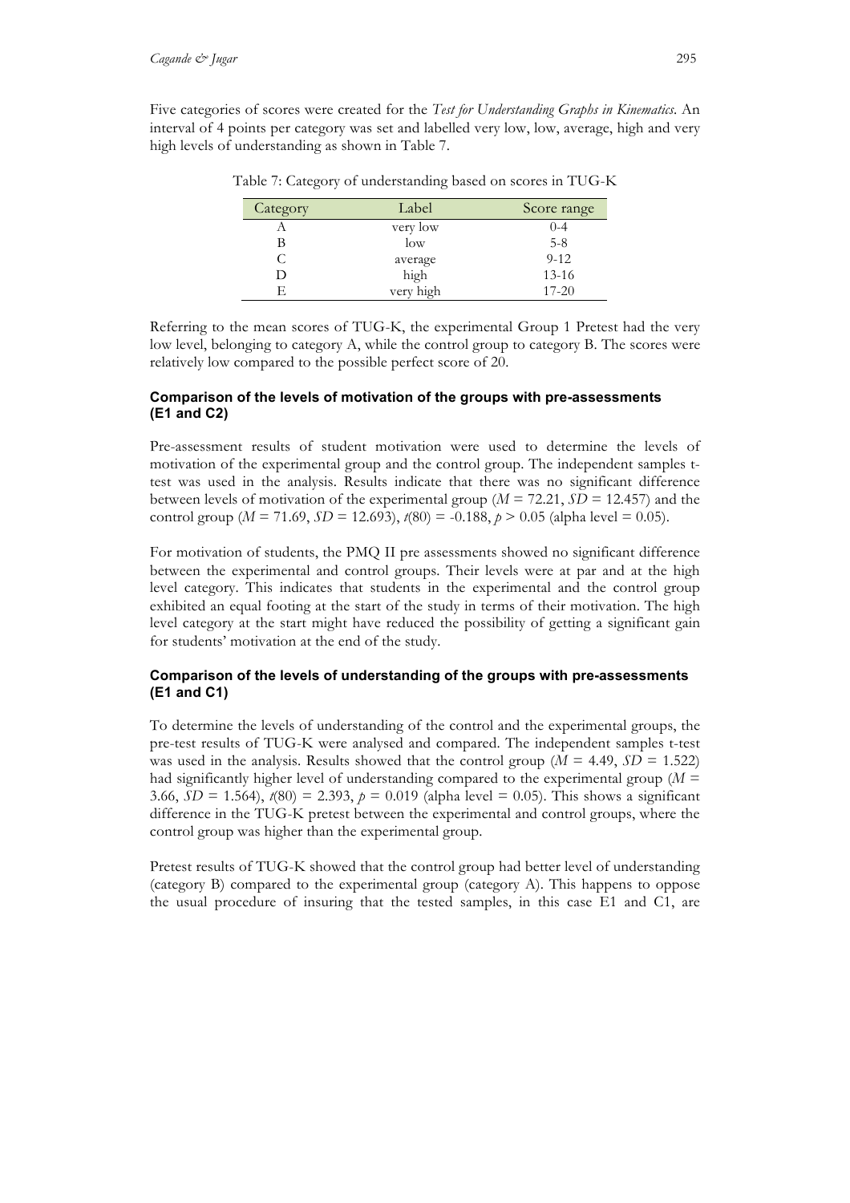Five categories of scores were created for the *Test for Understanding Graphs in Kinematics*. An interval of 4 points per category was set and labelled very low, low, average, high and very high levels of understanding as shown in Table 7.

Table 7: Category of understanding based on scores in TUG-K

| Category | Label | Score range |
|---|---|---|
| A | very low | 0-4 |
| B | low | 5-8 |
| C | average | 9-12 |
| D | high | 13-16 |
| E | very high | 17-20 |

Referring to the mean scores of TUG-K, the experimental Group 1 Pretest had the very low level, belonging to category A, while the control group to category B. The scores were relatively low compared to the possible perfect score of 20.

#### Comparison of the levels of motivation of the groups with pre-assessments (E1 and C2)

Pre-assessment results of student motivation were used to determine the levels of motivation of the experimental group and the control group. The independent samples t-test was used in the analysis. Results indicate that there was no significant difference between levels of motivation of the experimental group ($M = 72.21$, $SD = 12.457$) and the control group ($M = 71.69$, $SD = 12.693$), $t(80) = -0.188$, $p > 0.05$ (alpha level = 0.05).

For motivation of students, the PMQ II pre assessments showed no significant difference between the experimental and control groups. Their levels were at par and at the high level category. This indicates that students in the experimental and the control group exhibited an equal footing at the start of the study in terms of their motivation. The high level category at the start might have reduced the possibility of getting a significant gain for students' motivation at the end of the study.

#### Comparison of the levels of understanding of the groups with pre-assessments (E1 and C1)

To determine the levels of understanding of the control and the experimental groups, the pre-test results of TUG-K were analysed and compared. The independent samples t-test was used in the analysis. Results showed that the control group ($M = 4.49$, $SD = 1.522$) had significantly higher level of understanding compared to the experimental group ($M = 3.66$, $SD = 1.564$), $t(80) = 2.393$, $p = 0.019$ (alpha level = 0.05). This shows a significant difference in the TUG-K pretest between the experimental and control groups, where the control group was higher than the experimental group.

Pretest results of TUG-K showed that the control group had better level of understanding (category B) compared to the experimental group (category A). This happens to oppose the usual procedure of insuring that the tested samples, in this case E1 and C1, are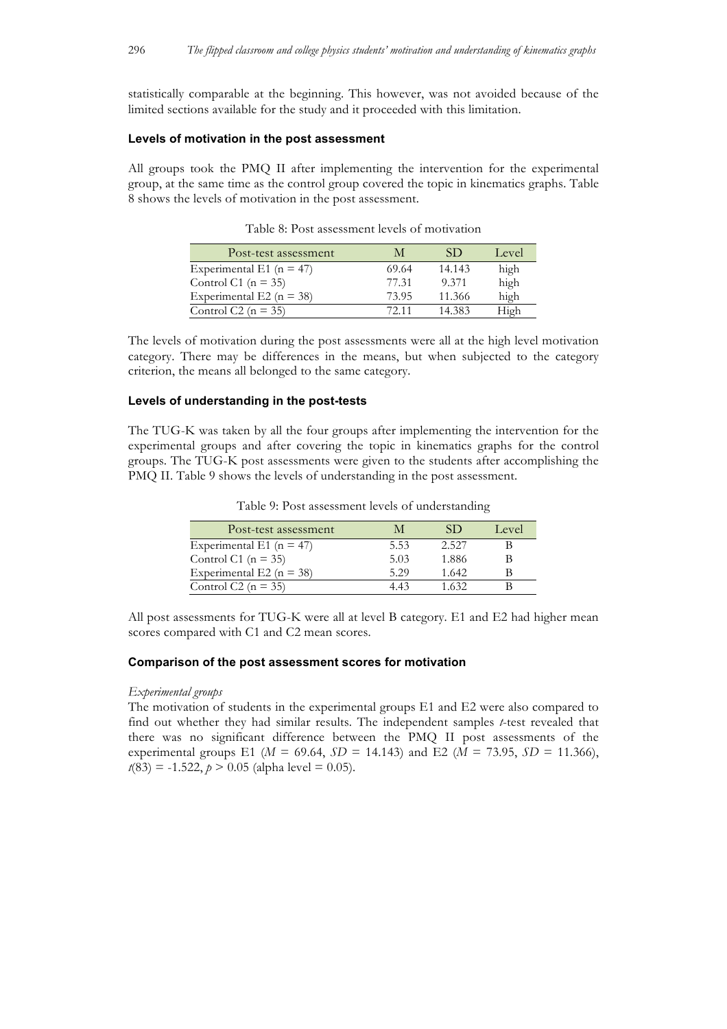statistically comparable at the beginning. This however, was not avoided because of the limited sections available for the study and it proceeded with this limitation.

#### Levels of motivation in the post assessment

All groups took the PMQ II after implementing the intervention for the experimental group, at the same time as the control group covered the topic in kinematics graphs. Table 8 shows the levels of motivation in the post assessment.

Table 8: Post assessment levels of motivation

| Post-test assessment | M | SD | Level |
|---|---|---|---|
| Experimental E1 (n = 47) | 69.64 | 14.143 | high |
| Control C1 (n = 35) | 77.31 | 9.371 | high |
| Experimental E2 (n = 38) | 73.95 | 11.366 | high |
| Control C2 (n = 35) | 72.11 | 14.383 | High |

The levels of motivation during the post assessments were all at the high level motivation category. There may be differences in the means, but when subjected to the category criterion, the means all belonged to the same category.

#### Levels of understanding in the post-tests

The TUG-K was taken by all the four groups after implementing the intervention for the experimental groups and after covering the topic in kinematics graphs for the control groups. The TUG-K post assessments were given to the students after accomplishing the PMQ II. Table 9 shows the levels of understanding in the post assessment.

Table 9: Post assessment levels of understanding

| Post-test assessment | M | SD | Level |
|---|---|---|---|
| Experimental E1 (n = 47) | 5.53 | 2.527 | B |
| Control C1 (n = 35) | 5.03 | 1.886 | B |
| Experimental E2 (n = 38) | 5.29 | 1.642 | B |
| Control C2 (n = 35) | 4.43 | 1.632 | B |

All post assessments for TUG-K were all at level B category. E1 and E2 had higher mean scores compared with C1 and C2 mean scores.

#### Comparison of the post assessment scores for motivation

*Experimental groups*

The motivation of students in the experimental groups E1 and E2 were also compared to find out whether they had similar results. The independent samples *t*-test revealed that there was no significant difference between the PMQ II post assessments of the experimental groups E1 ($M$ = 69.64, $SD$ = 14.143) and E2 ($M$ = 73.95, $SD$ = 11.366), $t(83) = -1.522$, $p > 0.05$ (alpha level = 0.05).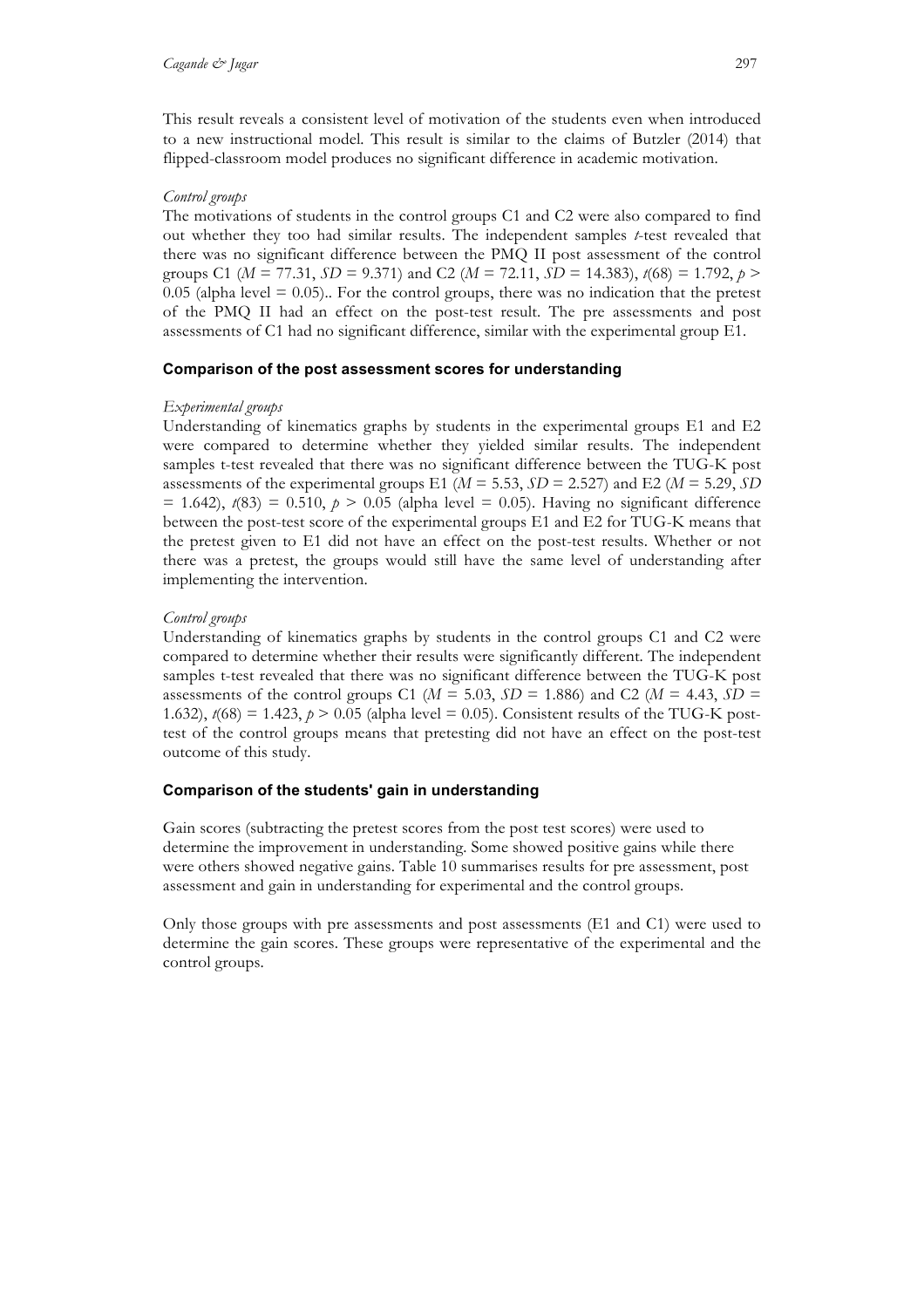This result reveals a consistent level of motivation of the students even when introduced to a new instructional model. This result is similar to the claims of Butzler (2014) that flipped-classroom model produces no significant difference in academic motivation.

*Control groups*

The motivations of students in the control groups C1 and C2 were also compared to find out whether they too had similar results. The independent samples *t*-test revealed that there was no significant difference between the PMQ II post assessment of the control groups C1 ($M = 77.31$, $SD = 9.371$) and C2 ($M = 72.11$, $SD = 14.383$), $t(68) = 1.792$, $p > 0.05$ (alpha level = 0.05).. For the control groups, there was no indication that the pretest of the PMQ II had an effect on the post-test result. The pre assessments and post assessments of C1 had no significant difference, similar with the experimental group E1.

#### Comparison of the post assessment scores for understanding

*Experimental groups*

Understanding of kinematics graphs by students in the experimental groups E1 and E2 were compared to determine whether they yielded similar results. The independent samples t-test revealed that there was no significant difference between the TUG-K post assessments of the experimental groups E1 ($M = 5.53$, $SD = 2.527$) and E2 ($M = 5.29$, $SD = 1.642$), $t(83) = 0.510$, $p > 0.05$ (alpha level = 0.05). Having no significant difference between the post-test score of the experimental groups E1 and E2 for TUG-K means that the pretest given to E1 did not have an effect on the post-test results. Whether or not there was a pretest, the groups would still have the same level of understanding after implementing the intervention.

*Control groups*

Understanding of kinematics graphs by students in the control groups C1 and C2 were compared to determine whether their results were significantly different. The independent samples t-test revealed that there was no significant difference between the TUG-K post assessments of the control groups C1 ($M = 5.03$, $SD = 1.886$) and C2 ($M = 4.43$, $SD = 1.632$), $t(68) = 1.423$, $p > 0.05$ (alpha level = 0.05). Consistent results of the TUG-K post-test of the control groups means that pretesting did not have an effect on the post-test outcome of this study.

#### Comparison of the students' gain in understanding

Gain scores (subtracting the pretest scores from the post test scores) were used to determine the improvement in understanding. Some showed positive gains while there were others showed negative gains. Table 10 summarises results for pre assessment, post assessment and gain in understanding for experimental and the control groups.

Only those groups with pre assessments and post assessments (E1 and C1) were used to determine the gain scores. These groups were representative of the experimental and the control groups.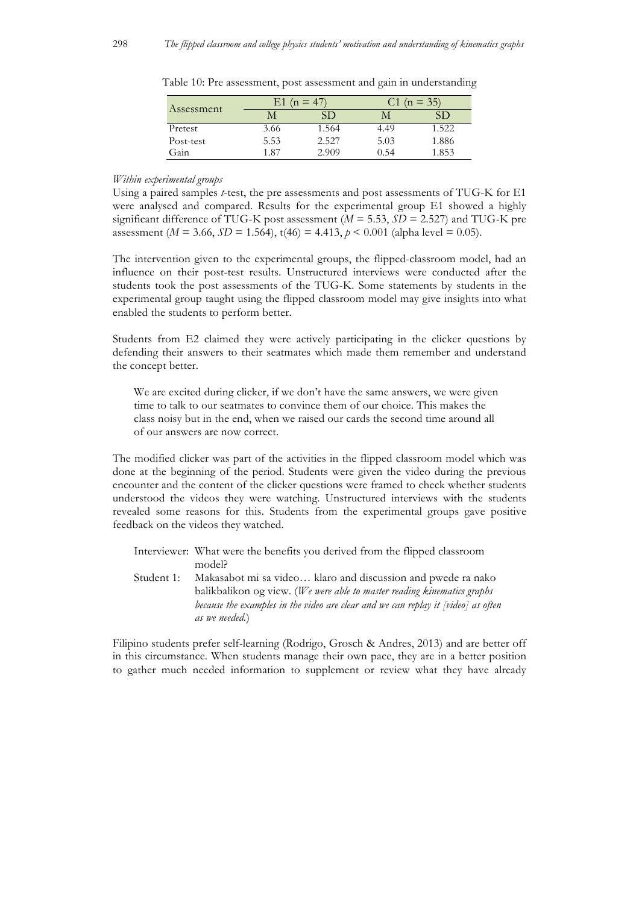Table 10: Pre assessment, post assessment and gain in understanding

| Assessment | E1 (n = 47) | | C1 (n = 35) | |
|---|---|---|---|---|
| | M | SD | M | SD |
| Pretest | 3.66 | 1.564 | 4.49 | 1.522 |
| Post-test | 5.53 | 2.527 | 5.03 | 1.886 |
| Gain | 1.87 | 2.909 | 0.54 | 1.853 |

*Within experimental groups*

Using a paired samples *t*-test, the pre assessments and post assessments of TUG-K for E1 were analysed and compared. Results for the experimental group E1 showed a highly significant difference of TUG-K post assessment ($M = 5.53$, $SD = 2.527$) and TUG-K pre assessment ($M = 3.66$, $SD = 1.564$), $t(46) = 4.413$, $p < 0.001$ (alpha level = 0.05).

The intervention given to the experimental groups, the flipped-classroom model, had an influence on their post-test results. Unstructured interviews were conducted after the students took the post assessments of the TUG-K. Some statements by students in the experimental group taught using the flipped classroom model may give insights into what enabled the students to perform better.

Students from E2 claimed they were actively participating in the clicker questions by defending their answers to their seatmates which made them remember and understand the concept better.

> We are excited during clicker, if we don't have the same answers, we were given time to talk to our seatmates to convince them of our choice. This makes the class noisy but in the end, when we raised our cards the second time around all of our answers are now correct.

The modified clicker was part of the activities in the flipped classroom model which was done at the beginning of the period. Students were given the video during the previous encounter and the content of the clicker questions were framed to check whether students understood the videos they were watching. Unstructured interviews with the students revealed some reasons for this. Students from the experimental groups gave positive feedback on the videos they watched.

> Interviewer: What were the benefits you derived from the flipped classroom model?
>
> Student 1: Makasabot mi sa video… klaro and discussion and pwede ra nako balikbalikon og view. (*We were able to master reading kinematics graphs because the examples in the video are clear and we can replay it [video] as often as we needed.*)

Filipino students prefer self-learning (Rodrigo, Grosch & Andres, 2013) and are better off in this circumstance. When students manage their own pace, they are in a better position to gather much needed information to supplement or review what they have already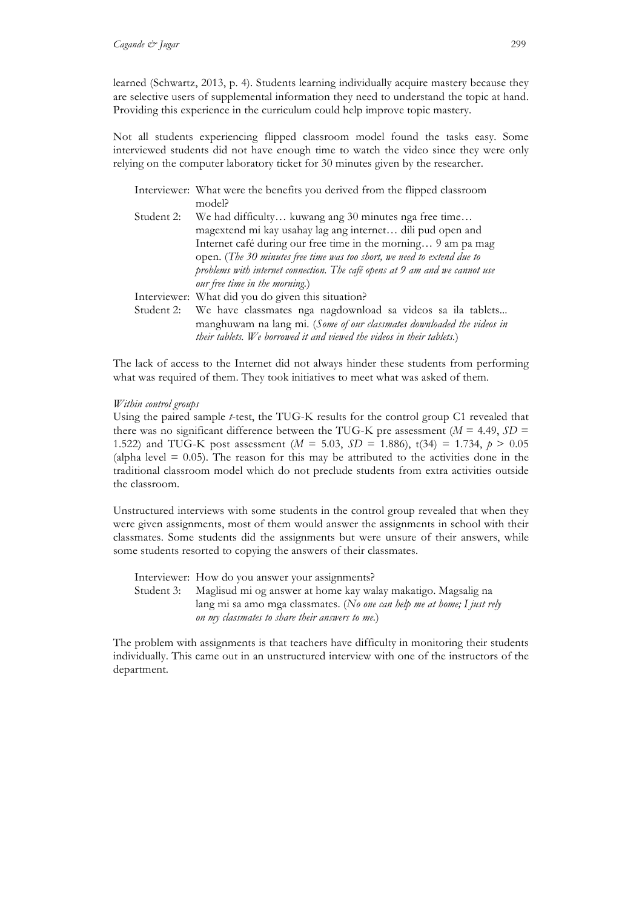learned (Schwartz, 2013, p. 4). Students learning individually acquire mastery because they are selective users of supplemental information they need to understand the topic at hand. Providing this experience in the curriculum could help improve topic mastery.

Not all students experiencing flipped classroom model found the tasks easy. Some interviewed students did not have enough time to watch the video since they were only relying on the computer laboratory ticket for 30 minutes given by the researcher.

> Interviewer: What were the benefits you derived from the flipped classroom model?
>
> Student 2: We had difficulty… kuwang ang 30 minutes nga free time… magextend mi kay usahay lag ang internet… dili pud open and Internet café during our free time in the morning… 9 am pa mag open. (*The 30 minutes free time was too short, we need to extend due to problems with internet connection. The café opens at 9 am and we cannot use our free time in the morning.*)
>
> Interviewer: What did you do given this situation?
>
> Student 2: We have classmates nga nagdownload sa videos sa ila tablets... manghuwam na lang mi. (*Some of our classmates downloaded the videos in their tablets. We borrowed it and viewed the videos in their tablets.*)

The lack of access to the Internet did not always hinder these students from performing what was required of them. They took initiatives to meet what was asked of them.

*Within control groups*

Using the paired sample *t*-test, the TUG-K results for the control group C1 revealed that there was no significant difference between the TUG-K pre assessment ($M$ = 4.49, $SD$ = 1.522) and TUG-K post assessment ($M$ = 5.03, $SD$ = 1.886), $t(34) = 1.734$, $p > 0.05$ (alpha level = 0.05). The reason for this may be attributed to the activities done in the traditional classroom model which do not preclude students from extra activities outside the classroom.

Unstructured interviews with some students in the control group revealed that when they were given assignments, most of them would answer the assignments in school with their classmates. Some students did the assignments but were unsure of their answers, while some students resorted to copying the answers of their classmates.

> Interviewer: How do you answer your assignments?
>
> Student 3: Maglisud mi og answer at home kay walay makatigo. Magsalig na lang mi sa amo mga classmates. (*No one can help me at home; I just rely on my classmates to share their answers to me.*)

The problem with assignments is that teachers have difficulty in monitoring their students individually. This came out in an unstructured interview with one of the instructors of the department.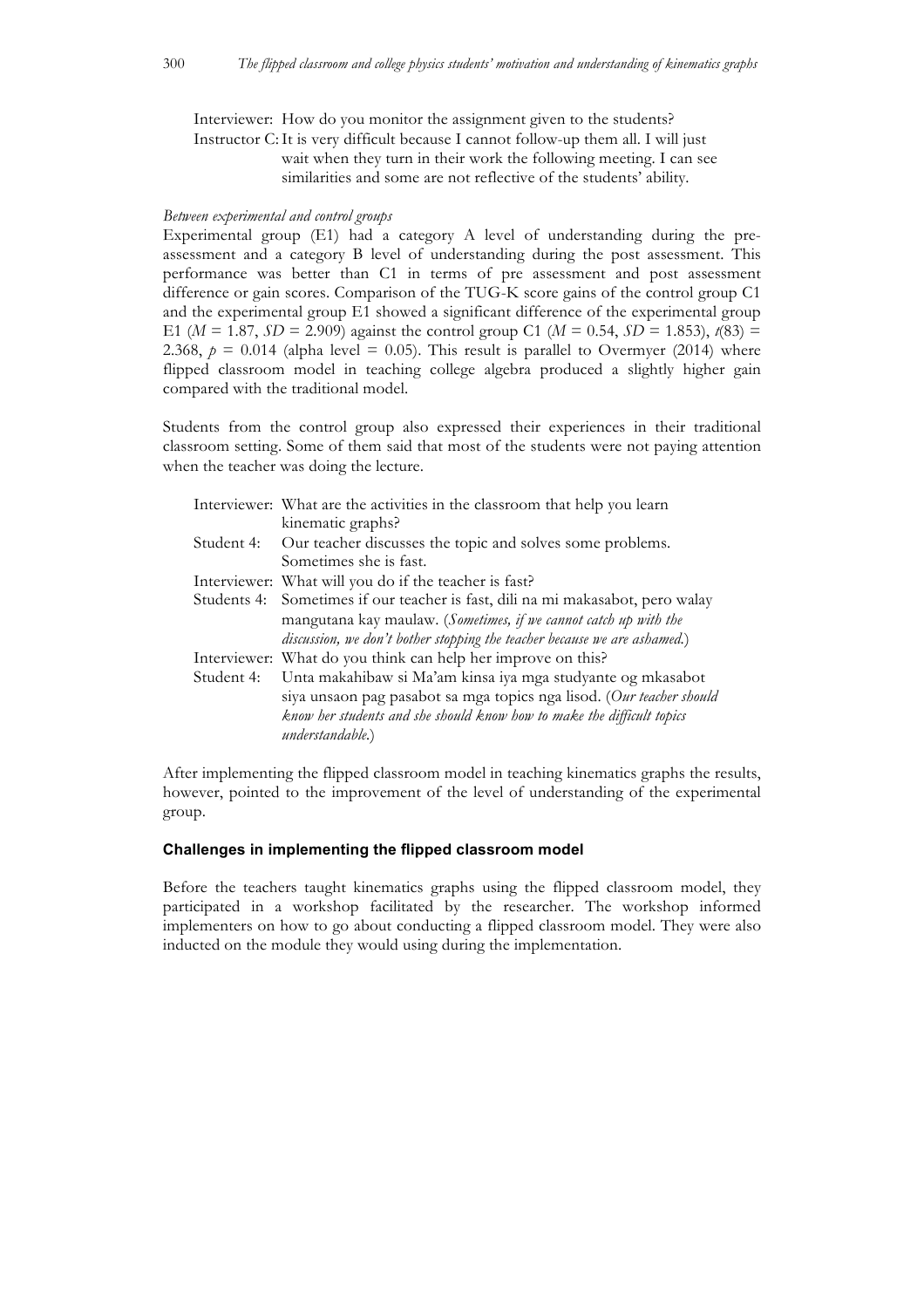Interviewer: How do you monitor the assignment given to the students?

Instructor C: It is very difficult because I cannot follow-up them all. I will just wait when they turn in their work the following meeting. I can see similarities and some are not reflective of the students' ability.

*Between experimental and control groups*

Experimental group (E1) had a category A level of understanding during the pre-assessment and a category B level of understanding during the post assessment. This performance was better than C1 in terms of pre assessment and post assessment difference or gain scores. Comparison of the TUG-K score gains of the control group C1 and the experimental group E1 showed a significant difference of the experimental group E1 ($M$ = 1.87, $SD$ = 2.909) against the control group C1 ($M$ = 0.54, $SD$ = 1.853), $t(83)$ = 2.368, $p$ = 0.014 (alpha level = 0.05). This result is parallel to Overmyer (2014) where flipped classroom model in teaching college algebra produced a slightly higher gain compared with the traditional model.

Students from the control group also expressed their experiences in their traditional classroom setting. Some of them said that most of the students were not paying attention when the teacher was doing the lecture.

Interviewer: What are the activities in the classroom that help you learn kinematic graphs?

Student 4: Our teacher discusses the topic and solves some problems. Sometimes she is fast.

Interviewer: What will you do if the teacher is fast?

Students 4: Sometimes if our teacher is fast, dili na mi makasabot, pero walay mangutana kay maulaw. (*Sometimes, if we cannot catch up with the discussion, we don't bother stopping the teacher because we are ashamed.*)

Interviewer: What do you think can help her improve on this?

Student 4: Unta makahibaw si Ma'am kinsa iya mga studyante og mkasabot siya unsaon pag pasabot sa mga topics nga lisod. (*Our teacher should know her students and she should know how to make the difficult topics understandable.*)

After implementing the flipped classroom model in teaching kinematics graphs the results, however, pointed to the improvement of the level of understanding of the experimental group.

## Challenges in implementing the flipped classroom model

Before the teachers taught kinematics graphs using the flipped classroom model, they participated in a workshop facilitated by the researcher. The workshop informed implementers on how to go about conducting a flipped classroom model. They were also inducted on the module they would using during the implementation.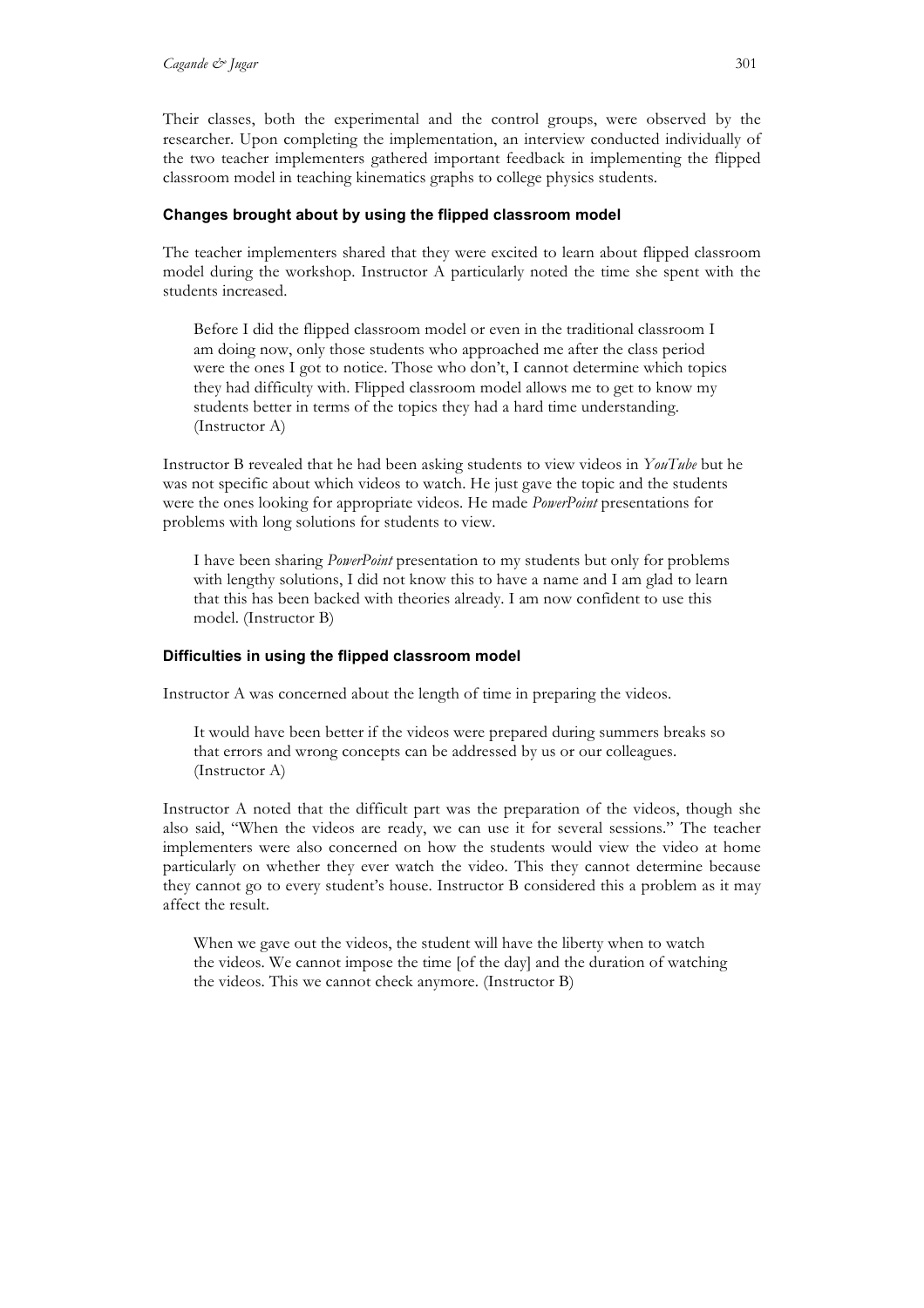Their classes, both the experimental and the control groups, were observed by the researcher. Upon completing the implementation, an interview conducted individually of the two teacher implementers gathered important feedback in implementing the flipped classroom model in teaching kinematics graphs to college physics students.

### Changes brought about by using the flipped classroom model

The teacher implementers shared that they were excited to learn about flipped classroom model during the workshop. Instructor A particularly noted the time she spent with the students increased.

> Before I did the flipped classroom model or even in the traditional classroom I am doing now, only those students who approached me after the class period were the ones I got to notice. Those who don't, I cannot determine which topics they had difficulty with. Flipped classroom model allows me to get to know my students better in terms of the topics they had a hard time understanding. (Instructor A)

Instructor B revealed that he had been asking students to view videos in *YouTube* but he was not specific about which videos to watch. He just gave the topic and the students were the ones looking for appropriate videos. He made *PowerPoint* presentations for problems with long solutions for students to view.

> I have been sharing *PowerPoint* presentation to my students but only for problems with lengthy solutions, I did not know this to have a name and I am glad to learn that this has been backed with theories already. I am now confident to use this model. (Instructor B)

### Difficulties in using the flipped classroom model

Instructor A was concerned about the length of time in preparing the videos.

> It would have been better if the videos were prepared during summers breaks so that errors and wrong concepts can be addressed by us or our colleagues. (Instructor A)

Instructor A noted that the difficult part was the preparation of the videos, though she also said, "When the videos are ready, we can use it for several sessions." The teacher implementers were also concerned on how the students would view the video at home particularly on whether they ever watch the video. This they cannot determine because they cannot go to every student's house. Instructor B considered this a problem as it may affect the result.

> When we gave out the videos, the student will have the liberty when to watch the videos. We cannot impose the time [of the day] and the duration of watching the videos. This we cannot check anymore. (Instructor B)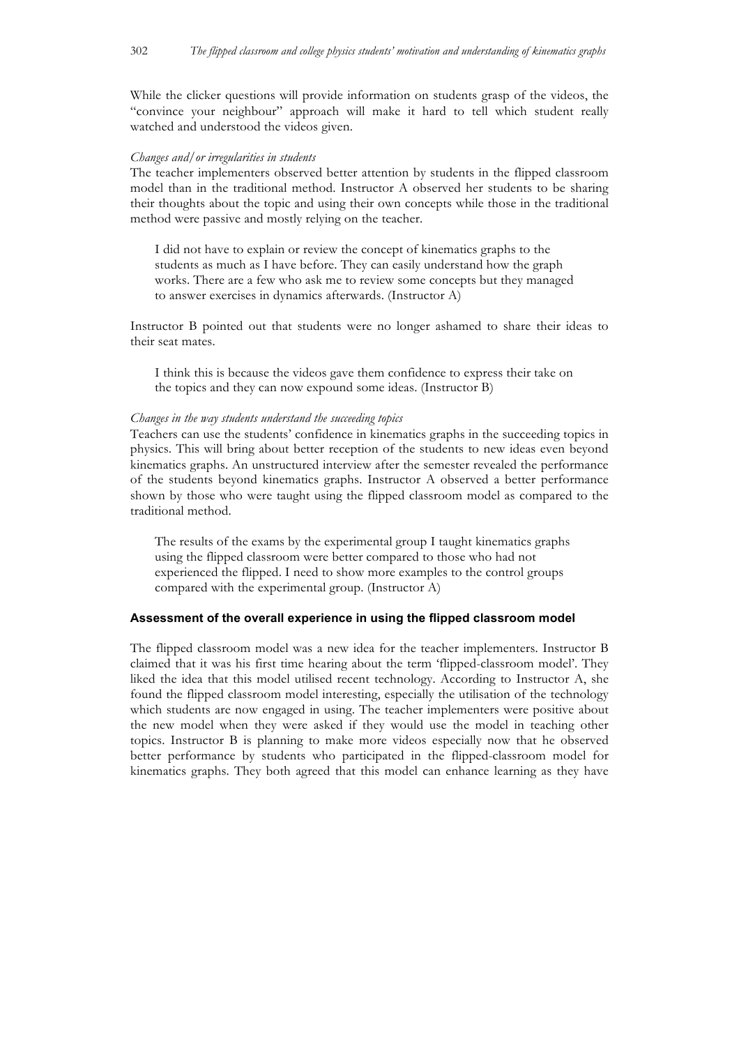While the clicker questions will provide information on students grasp of the videos, the "convince your neighbour" approach will make it hard to tell which student really watched and understood the videos given.

*Changes and/or irregularities in students*

The teacher implementers observed better attention by students in the flipped classroom model than in the traditional method. Instructor A observed her students to be sharing their thoughts about the topic and using their own concepts while those in the traditional method were passive and mostly relying on the teacher.

> I did not have to explain or review the concept of kinematics graphs to the students as much as I have before. They can easily understand how the graph works. There are a few who ask me to review some concepts but they managed to answer exercises in dynamics afterwards. (Instructor A)

Instructor B pointed out that students were no longer ashamed to share their ideas to their seat mates.

> I think this is because the videos gave them confidence to express their take on the topics and they can now expound some ideas. (Instructor B)

*Changes in the way students understand the succeeding topics*

Teachers can use the students' confidence in kinematics graphs in the succeeding topics in physics. This will bring about better reception of the students to new ideas even beyond kinematics graphs. An unstructured interview after the semester revealed the performance of the students beyond kinematics graphs. Instructor A observed a better performance shown by those who were taught using the flipped classroom model as compared to the traditional method.

> The results of the exams by the experimental group I taught kinematics graphs using the flipped classroom were better compared to those who had not experienced the flipped. I need to show more examples to the control groups compared with the experimental group. (Instructor A)

### Assessment of the overall experience in using the flipped classroom model

The flipped classroom model was a new idea for the teacher implementers. Instructor B claimed that it was his first time hearing about the term 'flipped-classroom model'. They liked the idea that this model utilised recent technology. According to Instructor A, she found the flipped classroom model interesting, especially the utilisation of the technology which students are now engaged in using. The teacher implementers were positive about the new model when they were asked if they would use the model in teaching other topics. Instructor B is planning to make more videos especially now that he observed better performance by students who participated in the flipped-classroom model for kinematics graphs. They both agreed that this model can enhance learning as they have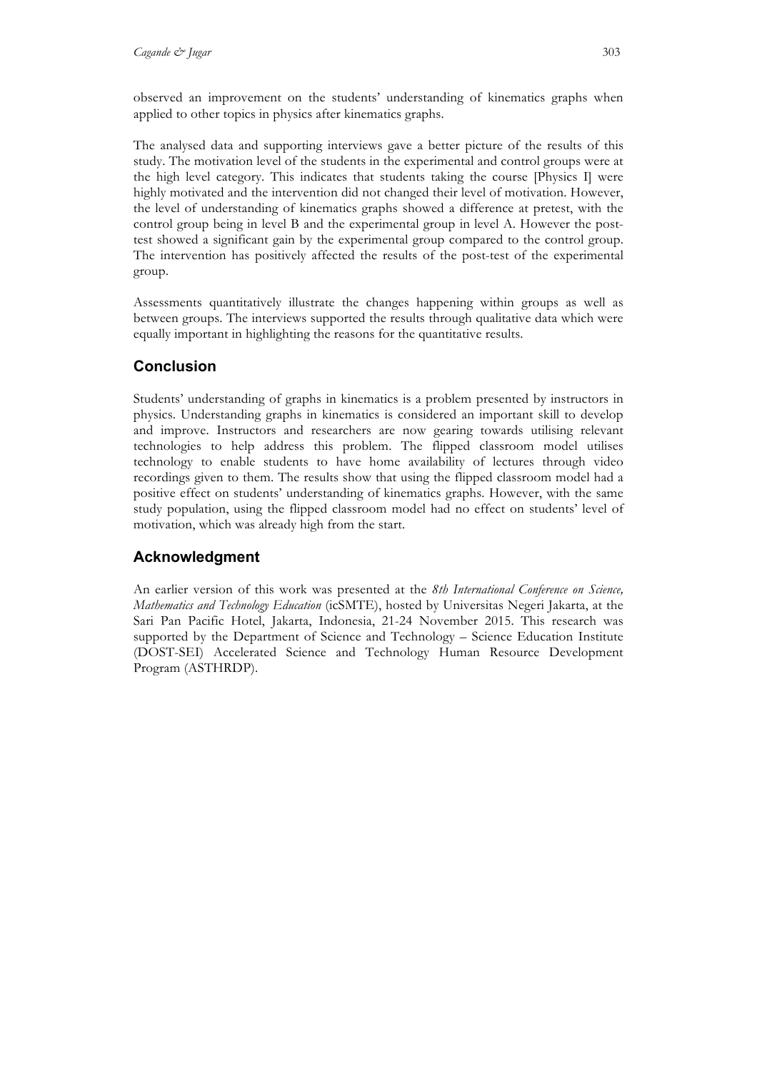observed an improvement on the students' understanding of kinematics graphs when applied to other topics in physics after kinematics graphs.

The analysed data and supporting interviews gave a better picture of the results of this study. The motivation level of the students in the experimental and control groups were at the high level category. This indicates that students taking the course [Physics I] were highly motivated and the intervention did not changed their level of motivation. However, the level of understanding of kinematics graphs showed a difference at pretest, with the control group being in level B and the experimental group in level A. However the post-test showed a significant gain by the experimental group compared to the control group. The intervention has positively affected the results of the post-test of the experimental group.

Assessments quantitatively illustrate the changes happening within groups as well as between groups. The interviews supported the results through qualitative data which were equally important in highlighting the reasons for the quantitative results.

## Conclusion

Students' understanding of graphs in kinematics is a problem presented by instructors in physics. Understanding graphs in kinematics is considered an important skill to develop and improve. Instructors and researchers are now gearing towards utilising relevant technologies to help address this problem. The flipped classroom model utilises technology to enable students to have home availability of lectures through video recordings given to them. The results show that using the flipped classroom model had a positive effect on students' understanding of kinematics graphs. However, with the same study population, using the flipped classroom model had no effect on students' level of motivation, which was already high from the start.

## Acknowledgment

An earlier version of this work was presented at the *8th International Conference on Science, Mathematics and Technology Education* (icSMTE), hosted by Universitas Negeri Jakarta, at the Sari Pan Pacific Hotel, Jakarta, Indonesia, 21-24 November 2015. This research was supported by the Department of Science and Technology – Science Education Institute (DOST-SEI) Accelerated Science and Technology Human Resource Development Program (ASTHRDP).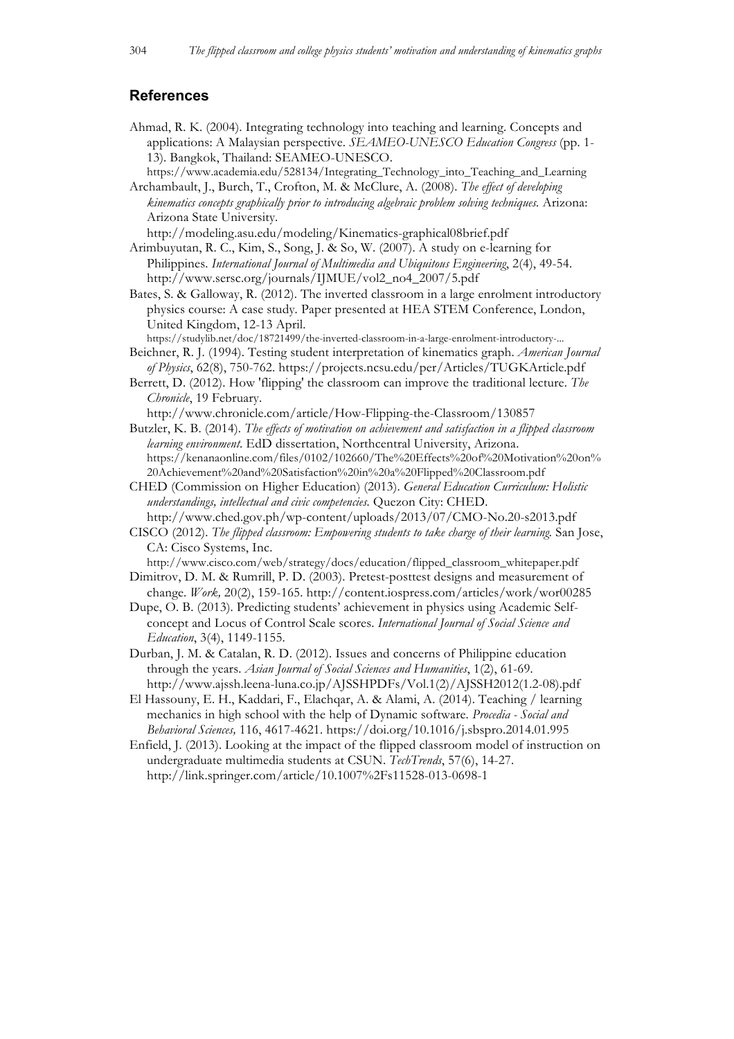## References

Ahmad, R. K. (2004). Integrating technology into teaching and learning. Concepts and applications: A Malaysian perspective. *SEAMEO-UNESCO Education Congress* (pp. 1-13). Bangkok, Thailand: SEAMEO-UNESCO. https://www.academia.edu/528134/Integrating_Technology_into_Teaching_and_Learning

Archambault, J., Burch, T., Crofton, M. & McClure, A. (2008). *The effect of developing kinematics concepts graphically prior to introducing algebraic problem solving techniques.* Arizona: Arizona State University. http://modeling.asu.edu/modeling/Kinematics-graphical08brief.pdf

Arimbuyutan, R. C., Kim, S., Song, J. & So, W. (2007). A study on e-learning for Philippines. *International Journal of Multimedia and Ubiquitous Engineering*, 2(4), 49-54. http://www.sersc.org/journals/IJMUE/vol2_no4_2007/5.pdf

Bates, S. & Galloway, R. (2012). The inverted classroom in a large enrolment introductory physics course: A case study. Paper presented at HEA STEM Conference, London, United Kingdom, 12-13 April. https://studylib.net/doc/18721499/the-inverted-classroom-in-a-large-enrolment-introductory-...

Beichner, R. J. (1994). Testing student interpretation of kinematics graph. *American Journal of Physics*, 62(8), 750-762. https://projects.ncsu.edu/per/Articles/TUGKArticle.pdf

Berrett, D. (2012). How 'flipping' the classroom can improve the traditional lecture. *The Chronicle*, 19 February. http://www.chronicle.com/article/How-Flipping-the-Classroom/130857

Butzler, K. B. (2014). *The effects of motivation on achievement and satisfaction in a flipped classroom learning environment.* EdD dissertation, Northcentral University, Arizona. https://kenanaonline.com/files/0102/102660/The%20Effects%20of%20Motivation%20on%20Achievement%20and%20Satisfaction%20in%20a%20Flipped%20Classroom.pdf

CHED (Commission on Higher Education) (2013). *General Education Curriculum: Holistic understandings, intellectual and civic competencies.* Quezon City: CHED. http://www.ched.gov.ph/wp-content/uploads/2013/07/CMO-No.20-s2013.pdf

CISCO (2012). *The flipped classroom: Empowering students to take charge of their learning.* San Jose, CA: Cisco Systems, Inc. http://www.cisco.com/web/strategy/docs/education/flipped_classroom_whitepaper.pdf

Dimitrov, D. M. & Rumrill, P. D. (2003). Pretest-posttest designs and measurement of change. *Work,* 20(2), 159-165. http://content.iospress.com/articles/work/wor00285

Dupe, O. B. (2013). Predicting students' achievement in physics using Academic Self-concept and Locus of Control Scale scores. *International Journal of Social Science and Education*, 3(4), 1149-1155.

Durban, J. M. & Catalan, R. D. (2012). Issues and concerns of Philippine education through the years. *Asian Journal of Social Sciences and Humanities*, 1(2), 61-69. http://www.ajssh.leena-luna.co.jp/AJSSHPDFs/Vol.1(2)/AJSSH2012(1.2-08).pdf

El Hassouny, E. H., Kaddari, F., Elachqar, A. & Alami, A. (2014). Teaching / learning mechanics in high school with the help of Dynamic software. *Procedia - Social and Behavioral Sciences,* 116, 4617-4621. https://doi.org/10.1016/j.sbspro.2014.01.995

Enfield, J. (2013). Looking at the impact of the flipped classroom model of instruction on undergraduate multimedia students at CSUN. *TechTrends*, 57(6), 14-27. http://link.springer.com/article/10.1007%2Fs11528-013-0698-1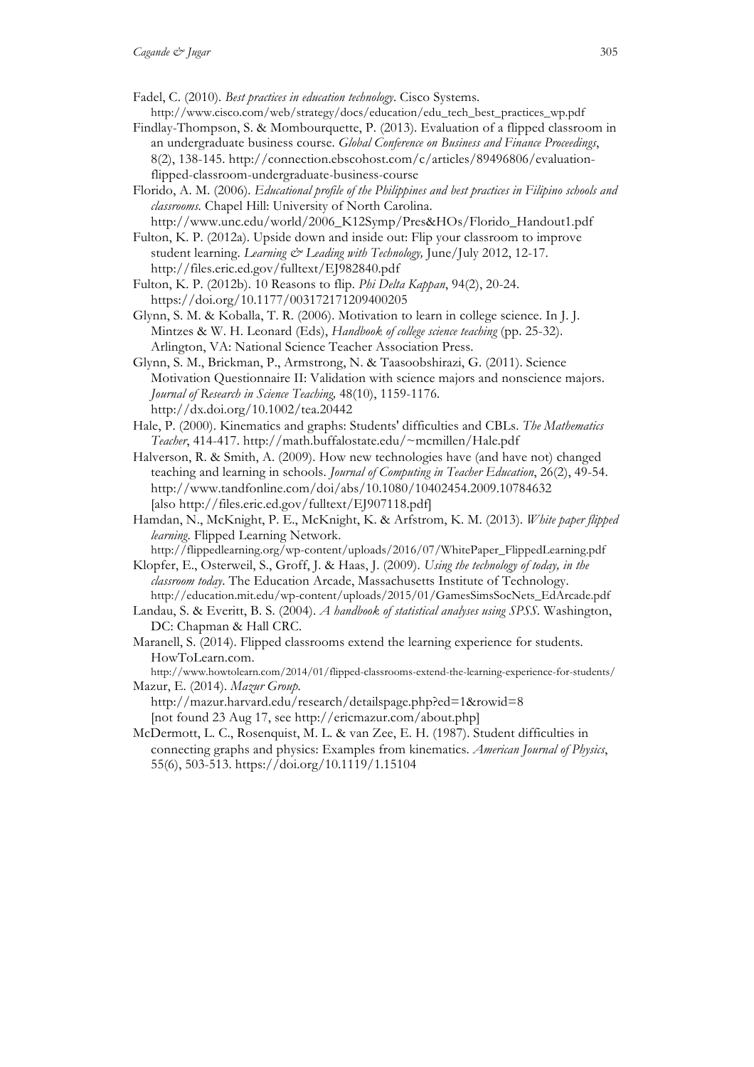Fadel, C. (2010). *Best practices in education technology*. Cisco Systems. http://www.cisco.com/web/strategy/docs/education/edu_tech_best_practices_wp.pdf

Findlay-Thompson, S. & Mombourquette, P. (2013). Evaluation of a flipped classroom in an undergraduate business course. *Global Conference on Business and Finance Proceedings*, 8(2), 138-145. http://connection.ebscohost.com/c/articles/89496806/evaluation-flipped-classroom-undergraduate-business-course

Florido, A. M. (2006). *Educational profile of the Philippines and best practices in Filipino schools and classrooms*. Chapel Hill: University of North Carolina. http://www.unc.edu/world/2006_K12Symp/Pres&HOs/Florido_Handout1.pdf

Fulton, K. P. (2012a). Upside down and inside out: Flip your classroom to improve student learning. *Learning & Leading with Technology,* June/July 2012, 12-17. http://files.eric.ed.gov/fulltext/EJ982840.pdf

Fulton, K. P. (2012b). 10 Reasons to flip. *Phi Delta Kappan*, 94(2), 20-24. https://doi.org/10.1177/003172171209400205

Glynn, S. M. & Koballa, T. R. (2006). Motivation to learn in college science. In J. J. Mintzes & W. H. Leonard (Eds), *Handbook of college science teaching* (pp. 25-32). Arlington, VA: National Science Teacher Association Press.

Glynn, S. M., Brickman, P., Armstrong, N. & Taasoobshirazi, G. (2011). Science Motivation Questionnaire II: Validation with science majors and nonscience majors. *Journal of Research in Science Teaching,* 48(10), 1159-1176. http://dx.doi.org/10.1002/tea.20442

Hale, P. (2000). Kinematics and graphs: Students' difficulties and CBLs. *The Mathematics Teacher*, 414-417. http://math.buffalostate.edu/~mcmillen/Hale.pdf

Halverson, R. & Smith, A. (2009). How new technologies have (and have not) changed teaching and learning in schools. *Journal of Computing in Teacher Education*, 26(2), 49-54. http://www.tandfonline.com/doi/abs/10.1080/10402454.2009.10784632 [also http://files.eric.ed.gov/fulltext/EJ907118.pdf]

Hamdan, N., McKnight, P. E., McKnight, K. & Arfstrom, K. M. (2013). *White paper flipped learning*. Flipped Learning Network. http://flippedlearning.org/wp-content/uploads/2016/07/WhitePaper_FlippedLearning.pdf

Klopfer, E., Osterweil, S., Groff, J. & Haas, J. (2009). *Using the technology of today, in the classroom today*. The Education Arcade, Massachusetts Institute of Technology. http://education.mit.edu/wp-content/uploads/2015/01/GamesSimsSocNets_EdArcade.pdf

Landau, S. & Everitt, B. S. (2004). *A handbook of statistical analyses using SPSS*. Washington, DC: Chapman & Hall CRC.

Maranell, S. (2014). Flipped classrooms extend the learning experience for students. HowToLearn.com. http://www.howtolearn.com/2014/01/flipped-classrooms-extend-the-learning-experience-for-students/

Mazur, E. (2014). *Mazur Group*. http://mazur.harvard.edu/research/detailspage.php?ed=1&rowid=8 [not found 23 Aug 17, see http://ericmazur.com/about.php]

McDermott, L. C., Rosenquist, M. L. & van Zee, E. H. (1987). Student difficulties in connecting graphs and physics: Examples from kinematics. *American Journal of Physics*, 55(6), 503-513. https://doi.org/10.1119/1.15104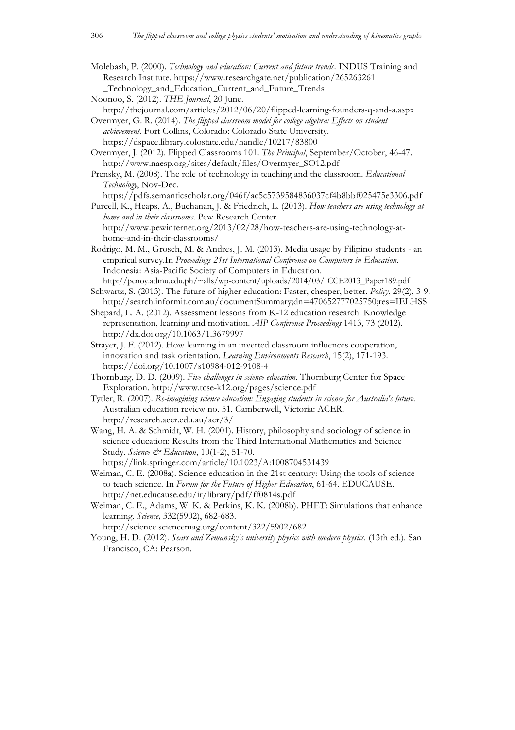Molebash, P. (2000). *Technology and education: Current and future trends*. INDUS Training and Research Institute. https://www.researchgate.net/publication/265263261_Technology_and_Education_Current_and_Future_Trends

Noonoo, S. (2012). *THE Journal*, 20 June. http://thejournal.com/articles/2012/06/20/flipped-learning-founders-q-and-a.aspx

Overmyer, G. R. (2014). *The flipped classroom model for college algebra: Effects on student achievement*. Fort Collins, Colorado: Colorado State University. https://dspace.library.colostate.edu/handle/10217/83800

Overmyer, J. (2012). Flipped Classrooms 101. *The Principal*, September/October, 46-47. http://www.naesp.org/sites/default/files/Overmyer_SO12.pdf

Prensky, M. (2008). The role of technology in teaching and the classroom. *Educational Technology*, Nov-Dec. https://pdfs.semanticscholar.org/046f/ac5c5739584836037cf4b8bbf025475e3306.pdf

Purcell, K., Heaps, A., Buchanan, J. & Friedrich, L. (2013). *How teachers are using technology at home and in their classrooms*. Pew Research Center. http://www.pewinternet.org/2013/02/28/how-teachers-are-using-technology-at-home-and-in-their-classrooms/

Rodrigo, M. M., Grosch, M. & Andres, J. M. (2013). Media usage by Filipino students - an empirical survey.In *Proceedings 21st International Conference on Computers in Education*. Indonesia: Asia-Pacific Society of Computers in Education. http://penoy.admu.edu.ph/~alls/wp-content/uploads/2014/03/ICCE2013_Paper189.pdf

Schwartz, S. (2013). The future of higher education: Faster, cheaper, better. *Policy*, 29(2), 3-9. http://search.informit.com.au/documentSummary;dn=470652777025750;res=IELHSS

Shepard, L. A. (2012). Assessment lessons from K-12 education research: Knowledge representation, learning and motivation. *AIP Conference Proceedings* 1413, 73 (2012). http://dx.doi.org/10.1063/1.3679997

Strayer, J. F. (2012). How learning in an inverted classroom influences cooperation, innovation and task orientation. *Learning Environments Research*, 15(2), 171-193. https://doi.org/10.1007/s10984-012-9108-4

Thornburg, D. D. (2009). *Five challenges in science education*. Thornburg Center for Space Exploration. http://www.tcse-k12.org/pages/science.pdf

Tytler, R. (2007). *Re-imagining science education: Engaging students in science for Australia's future*. Australian education review no. 51. Camberwell, Victoria: ACER. http://research.acer.edu.au/aer/3/

Wang, H. A. & Schmidt, W. H. (2001). History, philosophy and sociology of science in science education: Results from the Third International Mathematics and Science Study. *Science & Education*, 10(1-2), 51-70. https://link.springer.com/article/10.1023/A:1008704531439

Weiman, C. E. (2008a). Science education in the 21st century: Using the tools of science to teach science. In *Forum for the Future of Higher Education*, 61-64. EDUCAUSE. http://net.educause.edu/ir/library/pdf/ff0814s.pdf

Weiman, C. E., Adams, W. K. & Perkins, K. K. (2008b). PHET: Simulations that enhance learning. *Science,* 332(5902), 682-683. http://science.sciencemag.org/content/322/5902/682

Young, H. D. (2012). *Sears and Zemansky's university physics with modern physics.* (13th ed.). San Francisco, CA: Pearson.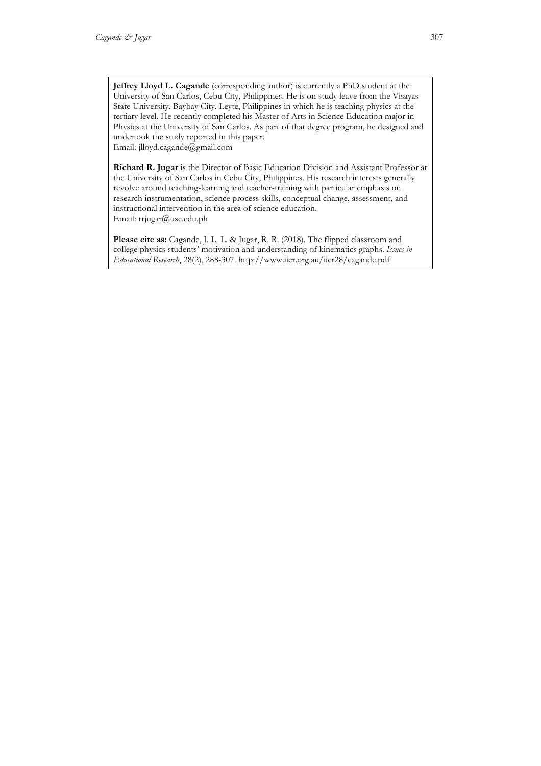**Jeffrey Lloyd L. Cagande** (corresponding author) is currently a PhD student at the University of San Carlos, Cebu City, Philippines. He is on study leave from the Visayas State University, Baybay City, Leyte, Philippines in which he is teaching physics at the tertiary level. He recently completed his Master of Arts in Science Education major in Physics at the University of San Carlos. As part of that degree program, he designed and undertook the study reported in this paper.
Email: jlloyd.cagande@gmail.com

**Richard R. Jugar** is the Director of Basic Education Division and Assistant Professor at the University of San Carlos in Cebu City, Philippines. His research interests generally revolve around teaching-learning and teacher-training with particular emphasis on research instrumentation, science process skills, conceptual change, assessment, and instructional intervention in the area of science education.
Email: rrjugar@usc.edu.ph

**Please cite as:** Cagande, J. L. L. & Jugar, R. R. (2018). The flipped classroom and college physics students' motivation and understanding of kinematics graphs. *Issues in Educational Research*, 28(2), 288-307. http://www.iier.org.au/iier28/cagande.pdf